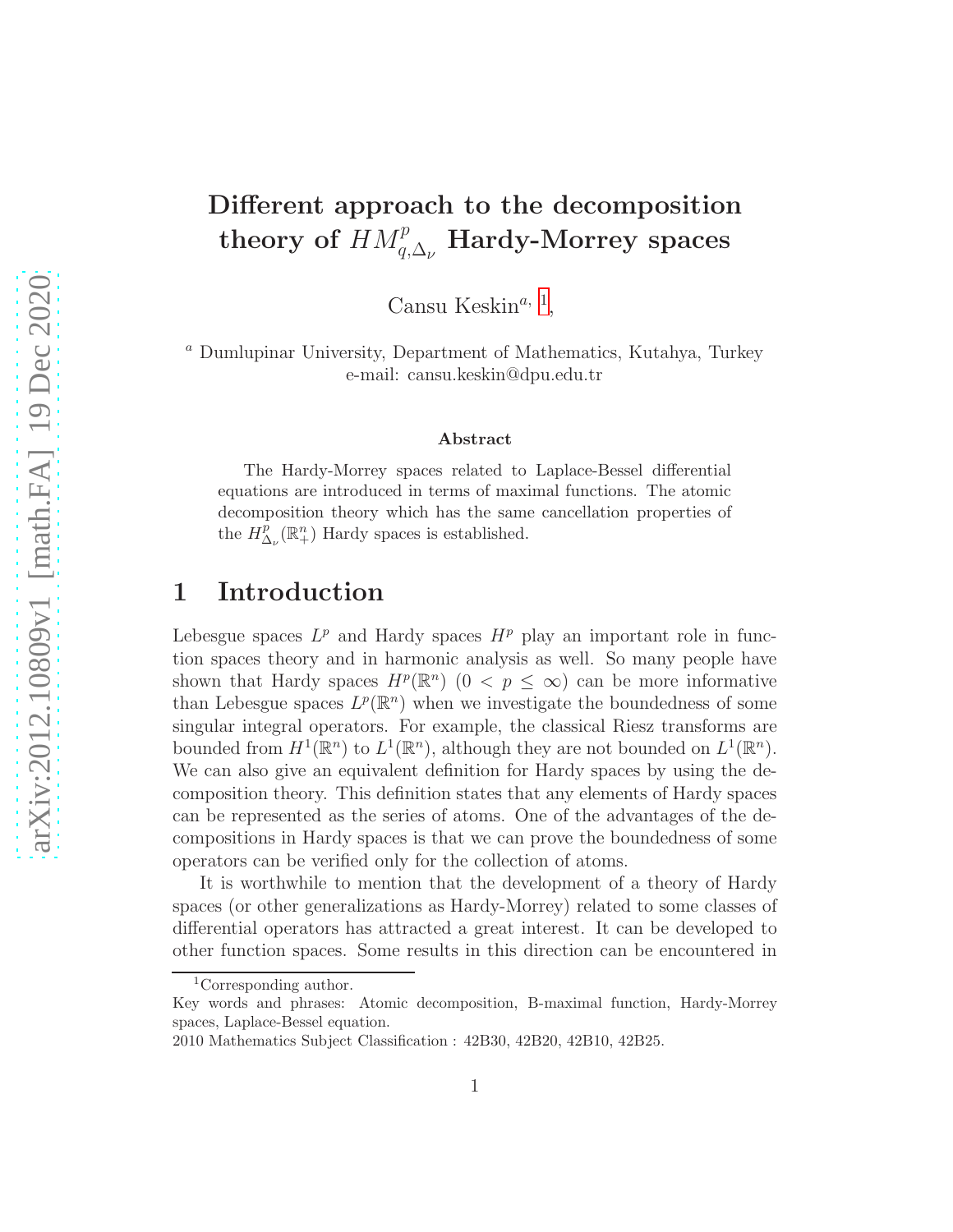# Different approach to the decomposition theory of $HM^p_{q,\Delta_\nu}$ Hardy-Morrey spaces

Cansu Keskin[a, 1],

[a] Dumlupinar University, Department of Mathematics, Kutahya, Turkey
e-mail: cansu.keskin@dpu.edu.tr

### Abstract

The Hardy-Morrey spaces related to Laplace-Bessel differential equations are introduced in terms of maximal functions. The atomic decomposition theory which has the same cancellation properties of the $H^p_{\Delta_\nu}(\mathbb{R}^n_+)$ Hardy spaces is established.

## 1 Introduction

Lebesgue spaces $L^p$ and Hardy spaces $H^p$ play an important role in function spaces theory and in harmonic analysis as well. So many people have shown that Hardy spaces $H^p(\mathbb{R}^n)$ $(0 < p \leq \infty)$ can be more informative than Lebesgue spaces $L^p(\mathbb{R}^n)$ when we investigate the boundedness of some singular integral operators. For example, the classical Riesz transforms are bounded from $H^1(\mathbb{R}^n)$ to $L^1(\mathbb{R}^n)$, although they are not bounded on $L^1(\mathbb{R}^n)$. We can also give an equivalent definition for Hardy spaces by using the decomposition theory. This definition states that any elements of Hardy spaces can be represented as the series of atoms. One of the advantages of the decompositions in Hardy spaces is that we can prove the boundedness of some operators can be verified only for the collection of atoms.

It is worthwhile to mention that the development of a theory of Hardy spaces (or other generalizations as Hardy-Morrey) related to some classes of differential operators has attracted a great interest. It can be developed to other function spaces. Some results in this direction can be encountered in

[1] Corresponding author.

Key words and phrases: Atomic decomposition, B-maximal function, Hardy-Morrey spaces, Laplace-Bessel equation.

2010 Mathematics Subject Classification : 42B30, 42B20, 42B10, 42B25.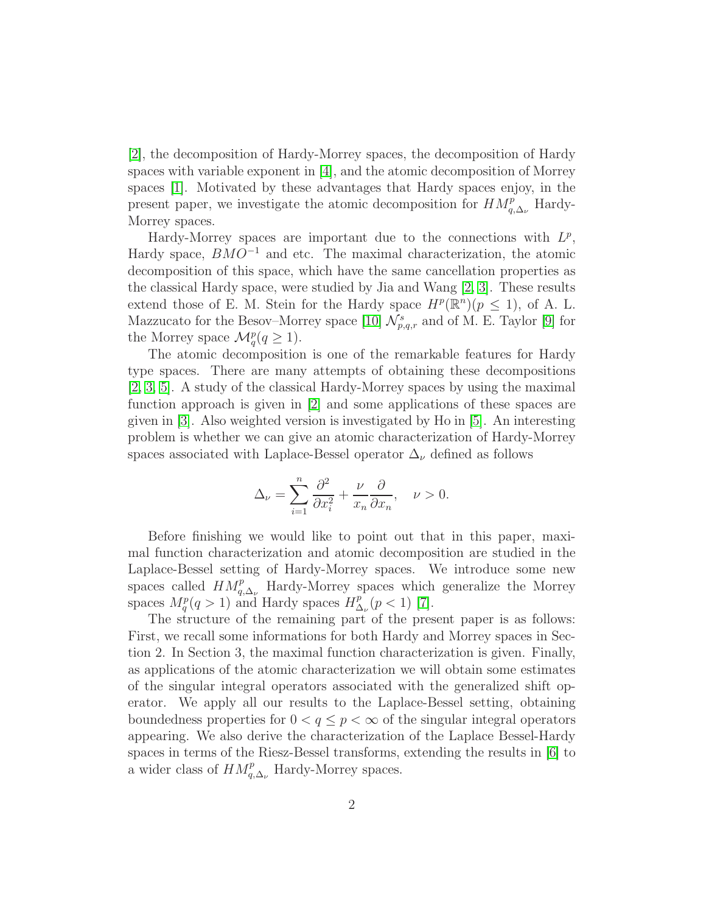[2], the decomposition of Hardy-Morrey spaces, the decomposition of Hardy spaces with variable exponent in [4], and the atomic decomposition of Morrey spaces [1]. Motivated by these advantages that Hardy spaces enjoy, in the present paper, we investigate the atomic decomposition for $HM^p_{q,\Delta_\nu}$ Hardy-Morrey spaces.

Hardy-Morrey spaces are important due to the connections with $L^p$, Hardy space, $BMO^{-1}$ and etc. The maximal characterization, the atomic decomposition of this space, which have the same cancellation properties as the classical Hardy space, were studied by Jia and Wang [2, 3]. These results extend those of E. M. Stein for the Hardy space $H^p(\mathbb{R}^n)(p \leq 1)$, of A. L. Mazzucato for the Besov–Morrey space [10] $\mathcal{N}^s_{p,q,r}$ and of M. E. Taylor [9] for the Morrey space $\mathcal{M}^p_q(q \geq 1)$.

The atomic decomposition is one of the remarkable features for Hardy type spaces. There are many attempts of obtaining these decompositions [2, 3, 5]. A study of the classical Hardy-Morrey spaces by using the maximal function approach is given in [2] and some applications of these spaces are given in [3]. Also weighted version is investigated by Ho in [5]. An interesting problem is whether we can give an atomic characterization of Hardy-Morrey spaces associated with Laplace-Bessel operator $\Delta_\nu$ defined as follows

$$\Delta_\nu = \sum_{i=1}^{n} \frac{\partial^2}{\partial x_i^2} + \frac{\nu}{x_n}\frac{\partial}{\partial x_n}, \quad \nu > 0.$$

Before finishing we would like to point out that in this paper, maximal function characterization and atomic decomposition are studied in the Laplace-Bessel setting of Hardy-Morrey spaces. We introduce some new spaces called $HM^p_{q,\Delta_\nu}$ Hardy-Morrey spaces which generalize the Morrey spaces $M^p_q(q > 1)$ and Hardy spaces $H^p_{\Delta_\nu}(p < 1)$ [7].

The structure of the remaining part of the present paper is as follows: First, we recall some informations for both Hardy and Morrey spaces in Section 2. In Section 3, the maximal function characterization is given. Finally, as applications of the atomic characterization we will obtain some estimates of the singular integral operators associated with the generalized shift operator. We apply all our results to the Laplace-Bessel setting, obtaining boundedness properties for $0 < q \leq p < \infty$ of the singular integral operators appearing. We also derive the characterization of the Laplace Bessel-Hardy spaces in terms of the Riesz-Bessel transforms, extending the results in [6] to a wider class of $HM^p_{q,\Delta_\nu}$ Hardy-Morrey spaces.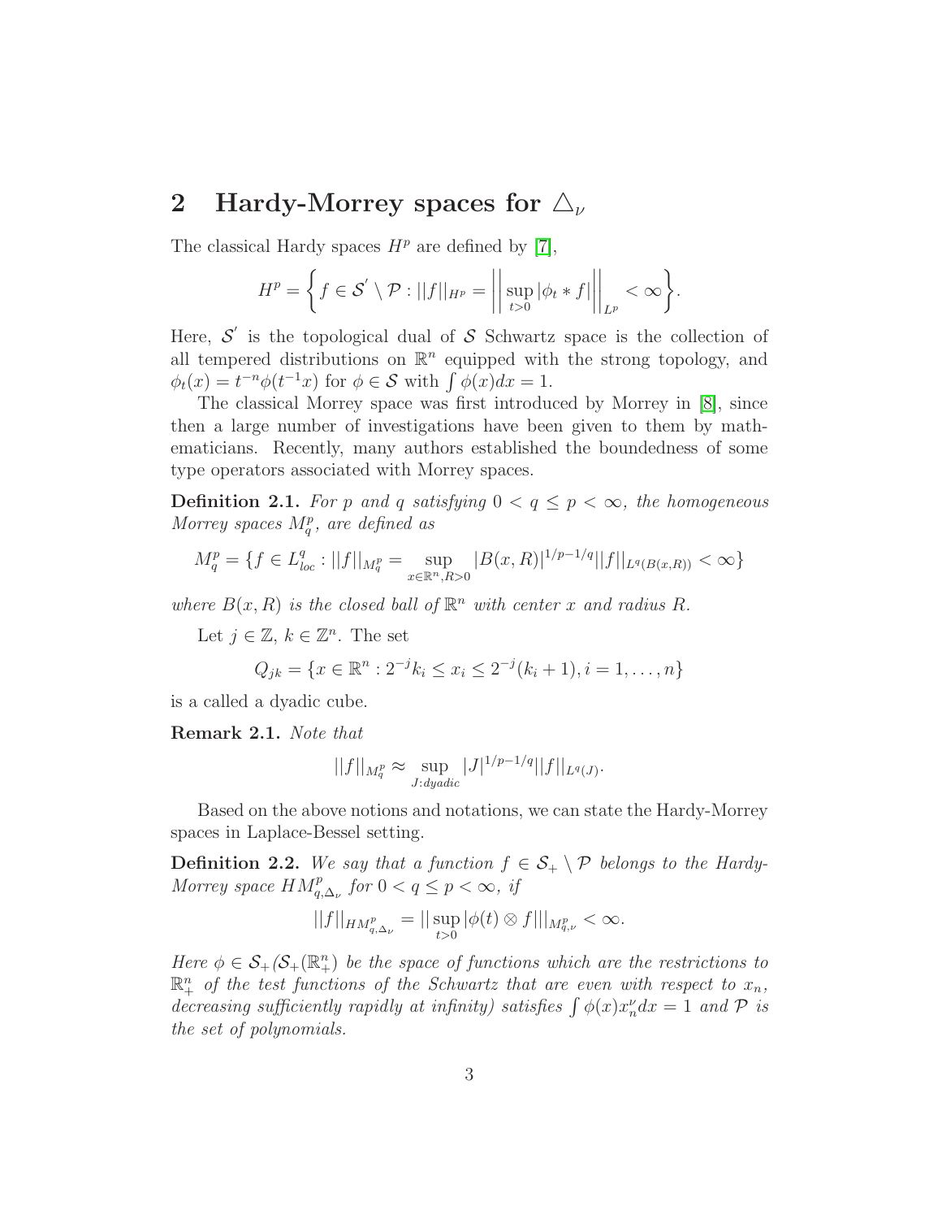## 2 Hardy-Morrey spaces for $\triangle_\nu$

The classical Hardy spaces $H^p$ are defined by [7],

$$H^p = \left\{ f \in \mathcal{S}^{'} \setminus \mathcal{P} : ||f||_{H^p} = \left|\left| \sup_{t>0} |\phi_t * f| \right|\right|_{L^p} < \infty \right\}.$$

Here, $\mathcal{S}^{'}$ is the topological dual of $\mathcal{S}$ Schwartz space is the collection of all tempered distributions on $\mathbb{R}^n$ equipped with the strong topology, and $\phi_t(x) = t^{-n}\phi(t^{-1}x)$ for $\phi \in \mathcal{S}$ with $\int \phi(x)dx = 1$.

The classical Morrey space was first introduced by Morrey in [8], since then a large number of investigations have been given to them by mathematicians. Recently, many authors established the boundedness of some type operators associated with Morrey spaces.

**Definition 2.1.** *For $p$ and $q$ satisfying $0 < q \leq p < \infty$, the homogeneous Morrey spaces $M_q^p$, are defined as*

$$M_q^p = \{ f \in L^q_{loc} : ||f||_{M_q^p} = \sup_{x \in \mathbb{R}^n, R>0} |B(x,R)|^{1/p - 1/q} ||f||_{L^q(B(x,R))} < \infty \}$$

*where $B(x,R)$ is the closed ball of $\mathbb{R}^n$ with center $x$ and radius $R$.*

Let $j \in \mathbb{Z}$, $k \in \mathbb{Z}^n$. The set

$$Q_{jk} = \{ x \in \mathbb{R}^n : 2^{-j}k_i \leq x_i \leq 2^{-j}(k_i + 1), i = 1, \ldots, n \}$$

is a called a dyadic cube.

**Remark 2.1.** *Note that*

$$||f||_{M_q^p} \approx \sup_{J:dyadic} |J|^{1/p - 1/q} ||f||_{L^q(J)}.$$

Based on the above notions and notations, we can state the Hardy-Morrey spaces in Laplace-Bessel setting.

**Definition 2.2.** *We say that a function $f \in \mathcal{S}_+ \setminus \mathcal{P}$ belongs to the Hardy-Morrey space $HM^p_{q,\Delta_\nu}$ for $0 < q \leq p < \infty$, if*

$$||f||_{HM^p_{q,\Delta_\nu}} = || \sup_{t>0} |\phi(t) \otimes f| ||_{M^p_{q,\nu}} < \infty.$$

*Here $\phi \in \mathcal{S}_+$ ($\mathcal{S}_+(\mathbb{R}^n_+)$ be the space of functions which are the restrictions to $\mathbb{R}^n_+$ of the test functions of the Schwartz that are even with respect to $x_n$, decreasing sufficiently rapidly at infinity) satisfies $\int \phi(x) x_n^\nu dx = 1$ and $\mathcal{P}$ is the set of polynomials.*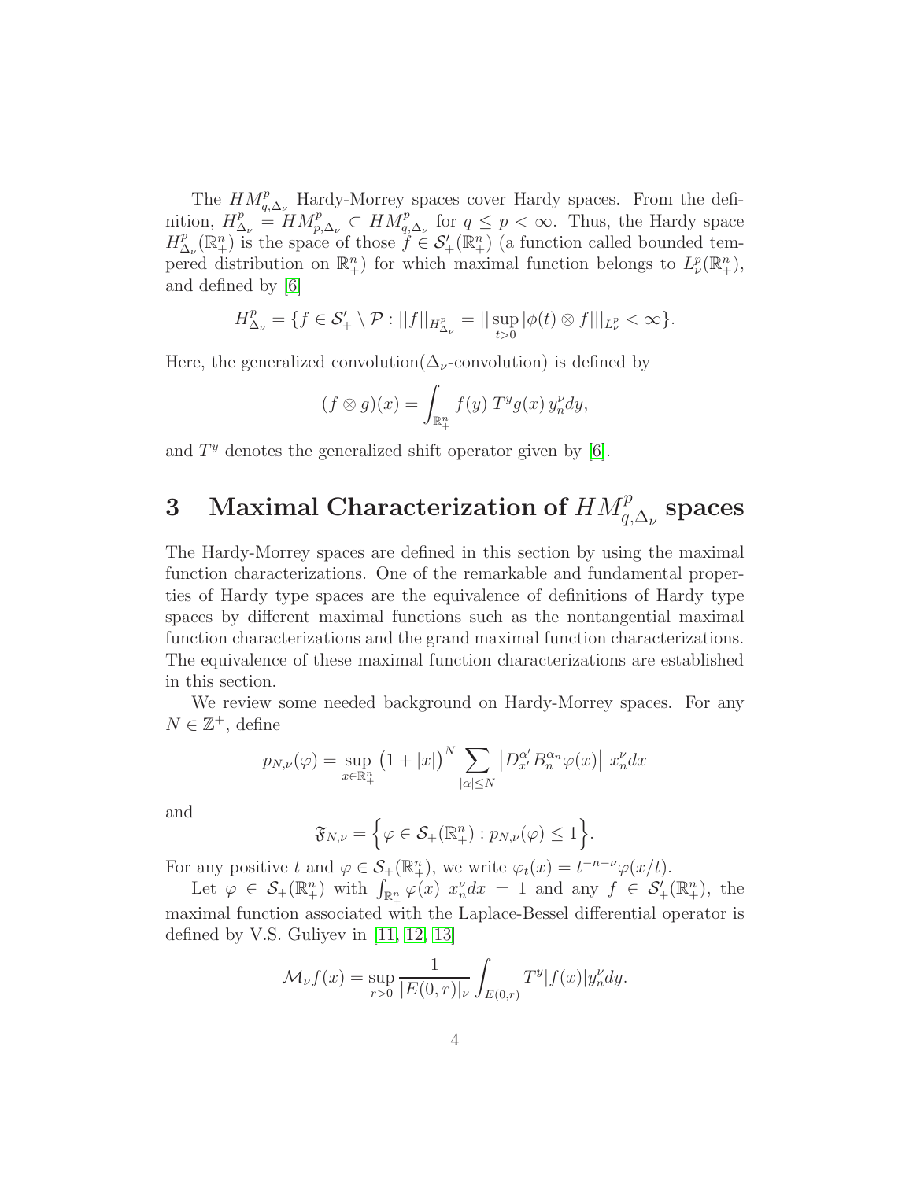The $HM^p_{q,\Delta_\nu}$ Hardy-Morrey spaces cover Hardy spaces. From the definition, $H^p_{\Delta_\nu} = HM^p_{p,\Delta_\nu} \subset HM^p_{q,\Delta_\nu}$ for $q \le p < \infty$. Thus, the Hardy space $H^p_{\Delta_\nu}(\mathbb{R}^n_+)$ is the space of those $f \in \mathcal{S}'_+(\mathbb{R}^n_+)$ (a function called bounded tempered distribution on $\mathbb{R}^n_+$) for which maximal function belongs to $L^p_\nu(\mathbb{R}^n_+)$, and defined by [6]

$$H^p_{\Delta_\nu} = \{f \in \mathcal{S}'_+ \setminus \mathcal{P} : ||f||_{H^p_{\Delta_\nu}} = || \sup_{t>0} |\phi(t) \otimes f| ||_{L^p_\nu} < \infty\}.$$

Here, the generalized convolution($\Delta_\nu$-convolution) is defined by

$$(f \otimes g)(x) = \int_{\mathbb{R}^n_+} f(y) \; T^y g(x) \, y_n^\nu dy,$$

and $T^y$ denotes the generalized shift operator given by [6].

# 3 Maximal Characterization of $HM^p_{q,\Delta_\nu}$ spaces

The Hardy-Morrey spaces are defined in this section by using the maximal function characterizations. One of the remarkable and fundamental properties of Hardy type spaces are the equivalence of definitions of Hardy type spaces by different maximal functions such as the nontangential maximal function characterizations and the grand maximal function characterizations. The equivalence of these maximal function characterizations are established in this section.

We review some needed background on Hardy-Morrey spaces. For any $N \in \mathbb{Z}^+$, define

$$p_{N,\nu}(\varphi) = \sup_{x \in \mathbb{R}^n_+} \big(1 + |x|\big)^N \sum_{|\alpha| \le N} \left| D^{\alpha'}_{x'} B^{\alpha_n}_n \varphi(x) \right| \, x_n^\nu dx$$

and

$$\mathfrak{F}_{N,\nu} = \Big\{ \varphi \in \mathcal{S}_+(\mathbb{R}^n_+) : p_{N,\nu}(\varphi) \le 1 \Big\}.$$

For any positive $t$ and $\varphi \in \mathcal{S}_+(\mathbb{R}^n_+)$, we write $\varphi_t(x) = t^{-n-\nu}\varphi(x/t)$.

Let $\varphi \in \mathcal{S}_+(\mathbb{R}^n_+)$ with $\int_{\mathbb{R}^n_+} \varphi(x) \; x_n^\nu dx = 1$ and any $f \in \mathcal{S}'_+(\mathbb{R}^n_+)$, the maximal function associated with the Laplace-Bessel differential operator is defined by V.S. Guliyev in [11, 12, 13]

$$\mathcal{M}_\nu f(x) = \sup_{r>0} \frac{1}{|E(0,r)|_\nu} \int_{E(0,r)} T^y |f(x)| y_n^\nu dy.$$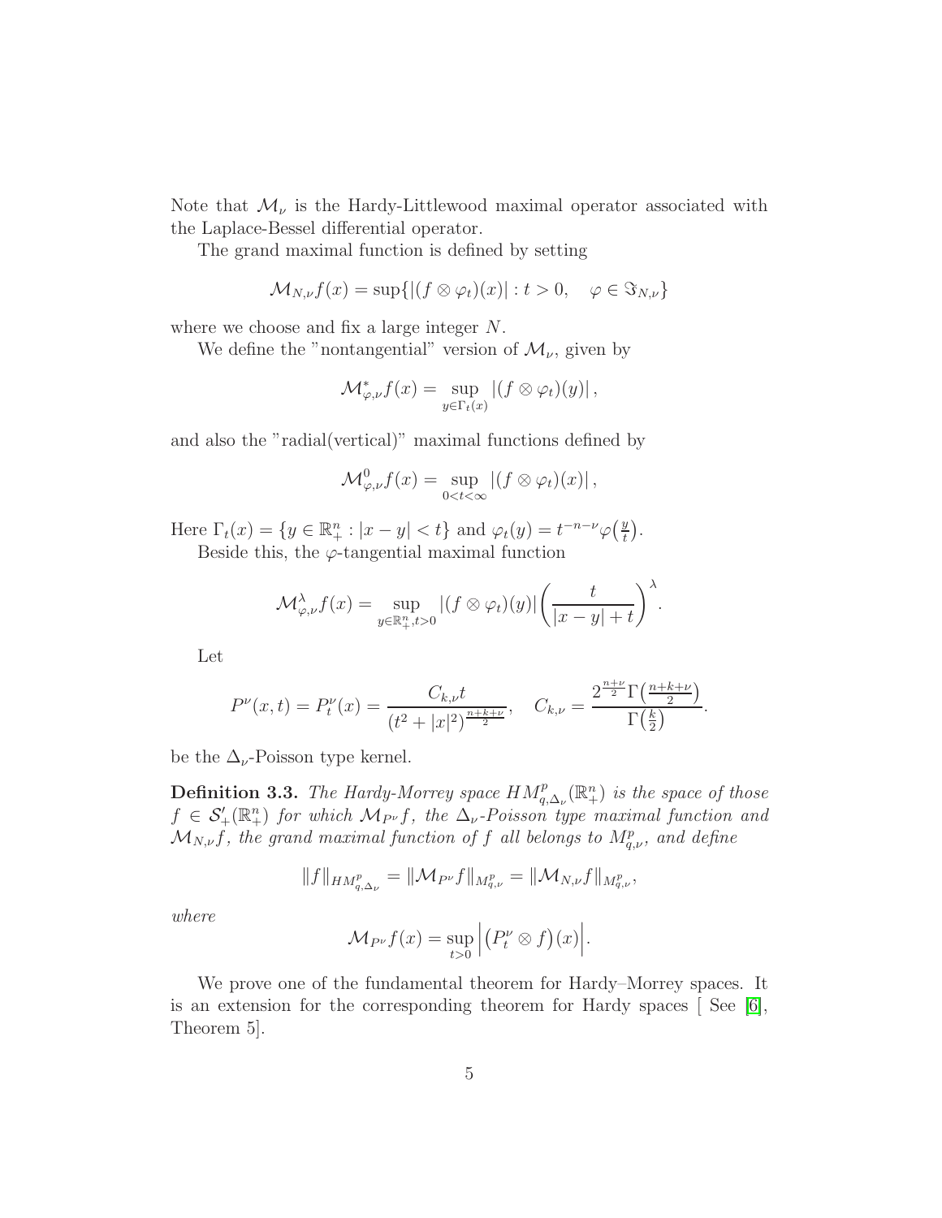Note that $\mathcal{M}_\nu$ is the Hardy-Littlewood maximal operator associated with the Laplace-Bessel differential operator.

The grand maximal function is defined by setting

$$\mathcal{M}_{N,\nu} f(x) = \sup\{|(f \otimes \varphi_t)(x)| : t > 0, \quad \varphi \in \Im_{N,\nu}\}$$

where we choose and fix a large integer $N$.

We define the "nontangential" version of $\mathcal{M}_\nu$, given by

$$\mathcal{M}^*_{\varphi,\nu} f(x) = \sup_{y \in \Gamma_t(x)} |(f \otimes \varphi_t)(y)|,$$

and also the "radial(vertical)" maximal functions defined by

$$\mathcal{M}^0_{\varphi,\nu} f(x) = \sup_{0<t<\infty} |(f \otimes \varphi_t)(x)|,$$

Here $\Gamma_t(x) = \{y \in \mathbb{R}^n_+ : |x - y| < t\}$ and $\varphi_t(y) = t^{-n-\nu}\varphi\big(\frac{y}{t}\big)$.

Beside this, the $\varphi$-tangential maximal function

$$\mathcal{M}^\lambda_{\varphi,\nu} f(x) = \sup_{y \in \mathbb{R}^n_+, t>0} |(f \otimes \varphi_t)(y)| \left(\frac{t}{|x - y| + t}\right)^\lambda.$$

Let

$$P^\nu(x,t) = P^\nu_t(x) = \frac{C_{k,\nu} t}{(t^2 + |x|^2)^{\frac{n+k+\nu}{2}}}, \quad C_{k,\nu} = \frac{2^{\frac{n+\nu}{2}}\Gamma\big(\frac{n+k+\nu}{2}\big)}{\Gamma\big(\frac{k}{2}\big)}.$$

be the $\Delta_\nu$-Poisson type kernel.

**Definition 3.3.** *The Hardy-Morrey space $HM^p_{q,\Delta_\nu}(\mathbb{R}^n_+)$ is the space of those $f \in \mathcal{S}'_+(\mathbb{R}^n_+)$ for which $\mathcal{M}_{P^\nu} f$, the $\Delta_\nu$-Poisson type maximal function and $\mathcal{M}_{N,\nu} f$, the grand maximal function of $f$ all belongs to $M^p_{q,\nu}$, and define*

$$\|f\|_{HM^p_{q,\Delta_\nu}} = \|\mathcal{M}_{P^\nu} f\|_{M^p_{q,\nu}} = \|\mathcal{M}_{N,\nu} f\|_{M^p_{q,\nu}},$$

*where*

$$\mathcal{M}_{P^\nu} f(x) = \sup_{t>0} \Big| \big(P^\nu_t \otimes f\big)(x) \Big|.$$

We prove one of the fundamental theorem for Hardy–Morrey spaces. It is an extension for the corresponding theorem for Hardy spaces [ See [6], Theorem 5].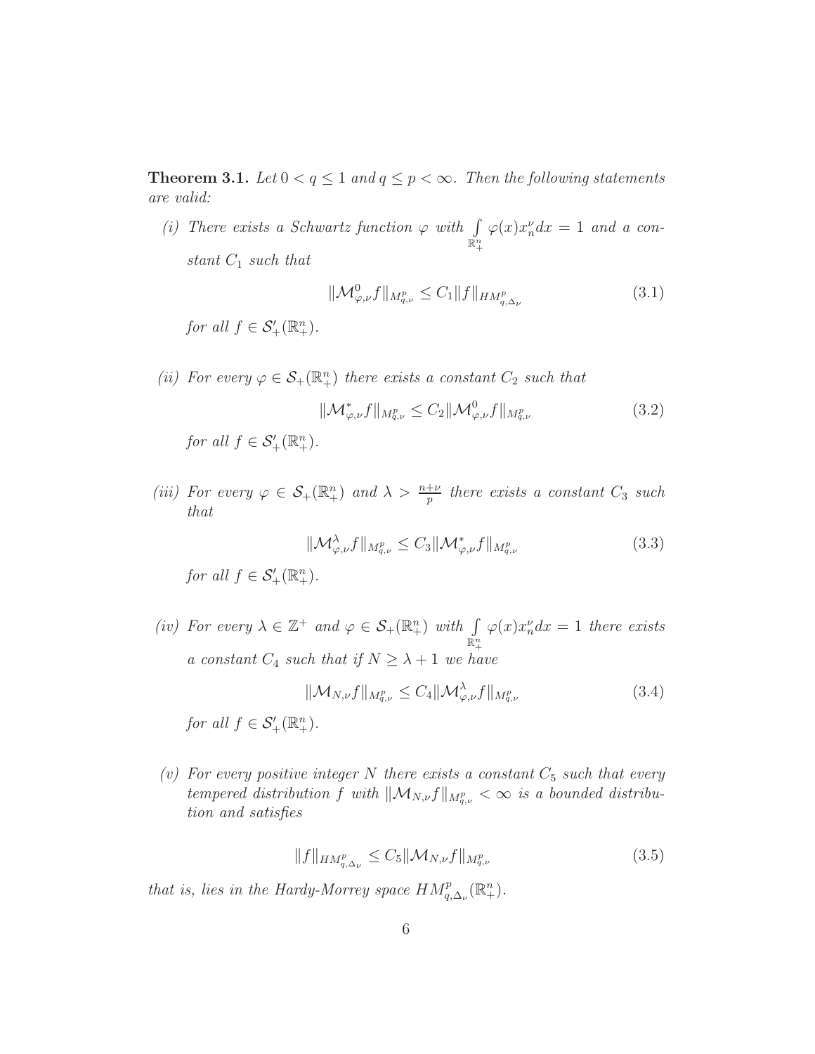**Theorem 3.1.** *Let $0 < q \leq 1$ and $q \leq p < \infty$. Then the following statements are valid:*

*(i) There exists a Schwartz function $\varphi$ with $\int\limits_{\mathbb{R}^n_+} \varphi(x) x_n^\nu dx = 1$ and a constant $C_1$ such that*

$$\|\mathcal{M}^0_{\varphi,\nu} f\|_{M^p_{q,\nu}} \leq C_1 \|f\|_{HM^p_{q,\Delta_\nu}} \tag{3.1}$$

*for all $f \in \mathcal{S}'_+(\mathbb{R}^n_+)$.*

*(ii) For every $\varphi \in \mathcal{S}_+(\mathbb{R}^n_+)$ there exists a constant $C_2$ such that*

$$\|\mathcal{M}^*_{\varphi,\nu} f\|_{M^p_{q,\nu}} \leq C_2 \|\mathcal{M}^0_{\varphi,\nu} f\|_{M^p_{q,\nu}} \tag{3.2}$$

*for all $f \in \mathcal{S}'_+(\mathbb{R}^n_+)$.*

*(iii) For every $\varphi \in \mathcal{S}_+(\mathbb{R}^n_+)$ and $\lambda > \frac{n+\nu}{p}$ there exists a constant $C_3$ such that*

$$\|\mathcal{M}^\lambda_{\varphi,\nu} f\|_{M^p_{q,\nu}} \leq C_3 \|\mathcal{M}^*_{\varphi,\nu} f\|_{M^p_{q,\nu}} \tag{3.3}$$

*for all $f \in \mathcal{S}'_+(\mathbb{R}^n_+)$.*

*(iv) For every $\lambda \in \mathbb{Z}^+$ and $\varphi \in \mathcal{S}_+(\mathbb{R}^n_+)$ with $\int\limits_{\mathbb{R}^n_+} \varphi(x) x_n^\nu dx = 1$ there exists a constant $C_4$ such that if $N \geq \lambda + 1$ we have*

$$\|\mathcal{M}_{N,\nu} f\|_{M^p_{q,\nu}} \leq C_4 \|\mathcal{M}^\lambda_{\varphi,\nu} f\|_{M^p_{q,\nu}} \tag{3.4}$$

*for all $f \in \mathcal{S}'_+(\mathbb{R}^n_+)$.*

*(v) For every positive integer $N$ there exists a constant $C_5$ such that every tempered distribution $f$ with $\|\mathcal{M}_{N,\nu} f\|_{M^p_{q,\nu}} < \infty$ is a bounded distribution and satisfies*

$$\|f\|_{HM^p_{q,\Delta_\nu}} \leq C_5 \|\mathcal{M}_{N,\nu} f\|_{M^p_{q,\nu}} \tag{3.5}$$

*that is, lies in the Hardy-Morrey space $HM^p_{q,\Delta_\nu}(\mathbb{R}^n_+)$.*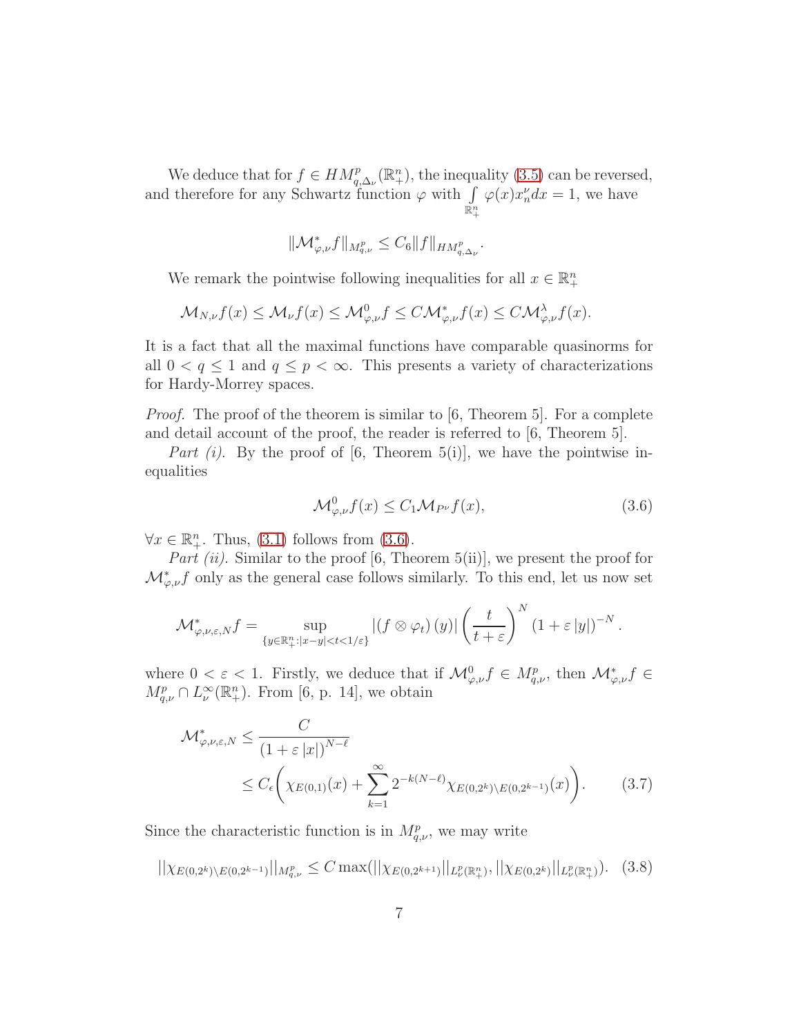We deduce that for $f \in HM^p_{q,\Delta_\nu}(\mathbb{R}^n_+)$, the inequality (3.5) can be reversed, and therefore for any Schwartz function $\varphi$ with $\int\limits_{\mathbb{R}^n_+} \varphi(x)x_n^\nu dx = 1$, we have

$$\|\mathcal{M}^*_{\varphi,\nu} f\|_{M^p_{q,\nu}} \leq C_6 \|f\|_{HM^p_{q,\Delta_\nu}}.$$

We remark the pointwise following inequalities for all $x \in \mathbb{R}^n_+$

$$\mathcal{M}_{N,\nu} f(x) \leq \mathcal{M}_\nu f(x) \leq \mathcal{M}^0_{\varphi,\nu} f \leq C\mathcal{M}^*_{\varphi,\nu} f(x) \leq C\mathcal{M}^\lambda_{\varphi,\nu} f(x).$$

It is a fact that all the maximal functions have comparable quasinorms for all $0 < q \leq 1$ and $q \leq p < \infty$. This presents a variety of characterizations for Hardy-Morrey spaces.

*Proof.* The proof of the theorem is similar to [6, Theorem 5]. For a complete and detail account of the proof, the reader is referred to [6, Theorem 5].

*Part (i).* By the proof of [6, Theorem 5(i)], we have the pointwise inequalities

$$\mathcal{M}^0_{\varphi,\nu} f(x) \leq C_1 \mathcal{M}_{P^\nu} f(x), \tag{3.6}$$

$\forall x \in \mathbb{R}^n_+$. Thus, (3.1) follows from (3.6).

*Part (ii).* Similar to the proof [6, Theorem 5(ii)], we present the proof for $\mathcal{M}^*_{\varphi,\nu} f$ only as the general case follows similarly. To this end, let us now set

$$\mathcal{M}^*_{\varphi,\nu,\varepsilon,N} f = \sup_{\{y\in\mathbb{R}^n_+ : |x-y|<t<1/\varepsilon\}} |(f \otimes \varphi_t)(y)| \left(\frac{t}{t+\varepsilon}\right)^N (1+\varepsilon|y|)^{-N}.$$

where $0 < \varepsilon < 1$. Firstly, we deduce that if $\mathcal{M}^0_{\varphi,\nu} f \in M^p_{q,\nu}$, then $\mathcal{M}^*_{\varphi,\nu} f \in M^p_{q,\nu} \cap L^\infty_\nu(\mathbb{R}^n_+)$. From [6, p. 14], we obtain

$$\begin{aligned}
\mathcal{M}^*_{\varphi,\nu,\varepsilon,N} &\leq \frac{C}{(1+\varepsilon|x|)^{N-\ell}} \\
&\leq C_\epsilon \Bigg( \chi_{E(0,1)}(x) + \sum_{k=1}^{\infty} 2^{-k(N-\ell)} \chi_{E(0,2^k)\setminus E(0,2^{k-1})}(x) \Bigg).
\end{aligned} \tag{3.7}$$

Since the characteristic function is in $M^p_{q,\nu}$, we may write

$$||\chi_{E(0,2^k)\setminus E(0,2^{k-1})}||_{M^p_{q,\nu}} \leq C \max(||\chi_{E(0,2^{k+1})}||_{L^p_\nu(\mathbb{R}^n_+)}, ||\chi_{E(0,2^k)}||_{L^p_\nu(\mathbb{R}^n_+)}). \tag{3.8}$$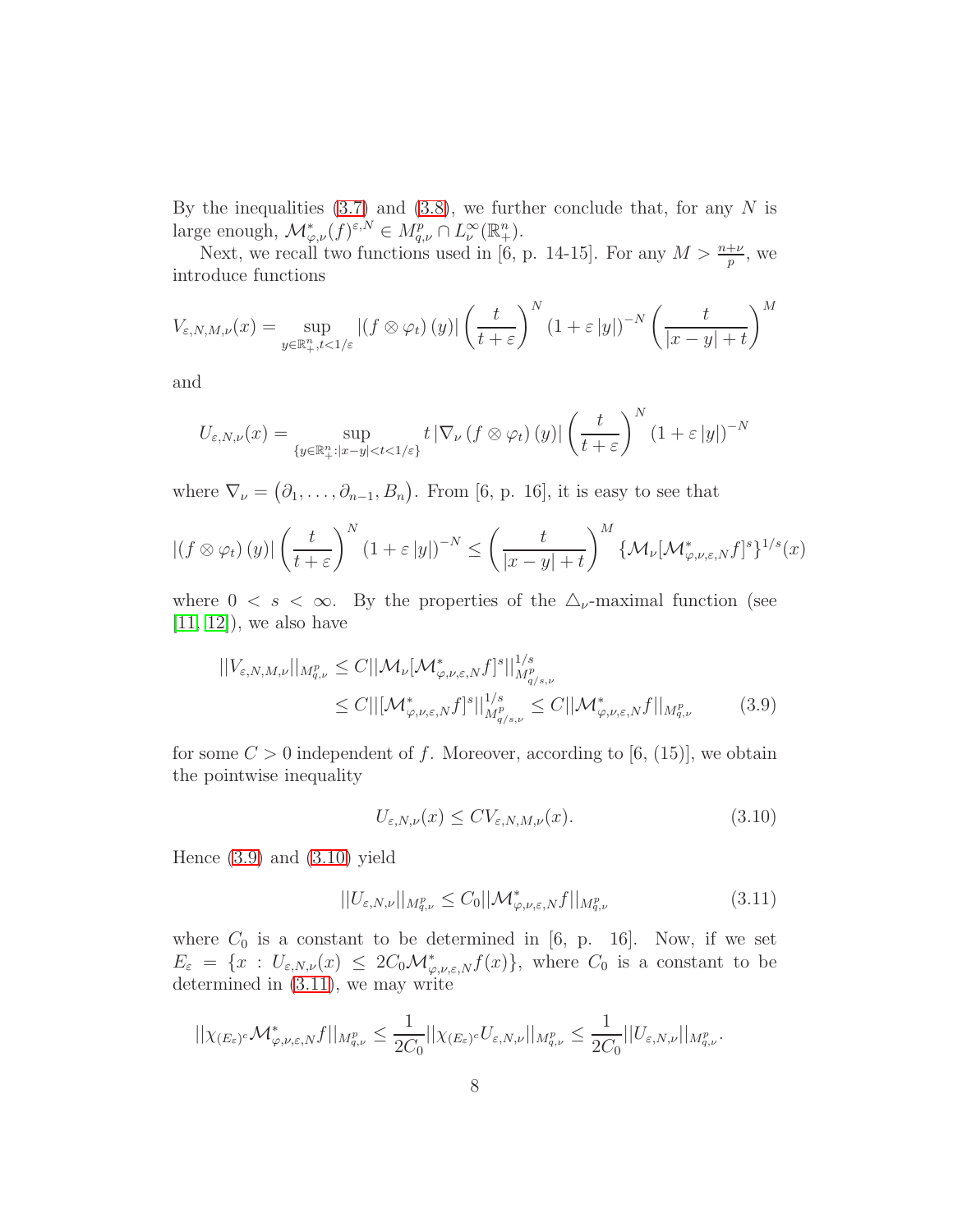By the inequalities (3.7) and (3.8), we further conclude that, for any $N$ is large enough, $\mathcal{M}^*_{\varphi,\nu}(f)^{\varepsilon,N} \in M^p_{q,\nu} \cap L^\infty_\nu(\mathbb{R}^n_+)$.

Next, we recall two functions used in [6, p. 14-15]. For any $M > \frac{n+\nu}{p}$, we introduce functions

$$V_{\varepsilon,N,M,\nu}(x) = \sup_{y \in \mathbb{R}^n_+, t<1/\varepsilon} |(f \otimes \varphi_t)(y)| \left(\frac{t}{t+\varepsilon}\right)^N (1+\varepsilon|y|)^{-N} \left(\frac{t}{|x-y|+t}\right)^M$$

and

$$U_{\varepsilon,N,\nu}(x) = \sup_{\{y \in \mathbb{R}^n_+ : |x-y|<t<1/\varepsilon\}} t\, |\nabla_\nu (f \otimes \varphi_t)(y)| \left(\frac{t}{t+\varepsilon}\right)^N (1+\varepsilon|y|)^{-N}$$

where $\nabla_\nu = (\partial_1, \ldots, \partial_{n-1}, B_n)$. From [6, p. 16], it is easy to see that

$$|(f \otimes \varphi_t)(y)| \left(\frac{t}{t+\varepsilon}\right)^N (1+\varepsilon|y|)^{-N} \leq \left(\frac{t}{|x-y|+t}\right)^M \{\mathcal{M}_\nu[\mathcal{M}^*_{\varphi,\nu,\varepsilon,N} f]^s\}^{1/s}(x)$$

where $0 < s < \infty$. By the properties of the $\triangle_\nu$-maximal function (see [11, 12]), we also have

$$\begin{aligned} ||V_{\varepsilon,N,M,\nu}||_{M^p_{q,\nu}} &\leq C||\mathcal{M}_\nu[\mathcal{M}^*_{\varphi,\nu,\varepsilon,N} f]^s||^{1/s}_{M^p_{q/s,\nu}} \\ &\leq C||[\mathcal{M}^*_{\varphi,\nu,\varepsilon,N} f]^s||^{1/s}_{M^p_{q/s,\nu}} \leq C||\mathcal{M}^*_{\varphi,\nu,\varepsilon,N} f||_{M^p_{q,\nu}} \end{aligned} \tag{3.9}$$

for some $C > 0$ independent of $f$. Moreover, according to [6, (15)], we obtain the pointwise inequality

$$U_{\varepsilon,N,\nu}(x) \leq C V_{\varepsilon,N,M,\nu}(x). \tag{3.10}$$

Hence (3.9) and (3.10) yield

$$||U_{\varepsilon,N,\nu}||_{M^p_{q,\nu}} \leq C_0 ||\mathcal{M}^*_{\varphi,\nu,\varepsilon,N} f||_{M^p_{q,\nu}} \tag{3.11}$$

where $C_0$ is a constant to be determined in [6, p. 16]. Now, if we set $E_\varepsilon = \{x : U_{\varepsilon,N,\nu}(x) \leq 2C_0 \mathcal{M}^*_{\varphi,\nu,\varepsilon,N} f(x)\}$, where $C_0$ is a constant to be determined in (3.11), we may write

$$||\chi_{(E_\varepsilon)^c} \mathcal{M}^*_{\varphi,\nu,\varepsilon,N} f||_{M^p_{q,\nu}} \leq \frac{1}{2C_0} ||\chi_{(E_\varepsilon)^c} U_{\varepsilon,N,\nu}||_{M^p_{q,\nu}} \leq \frac{1}{2C_0} ||U_{\varepsilon,N,\nu}||_{M^p_{q,\nu}}.$$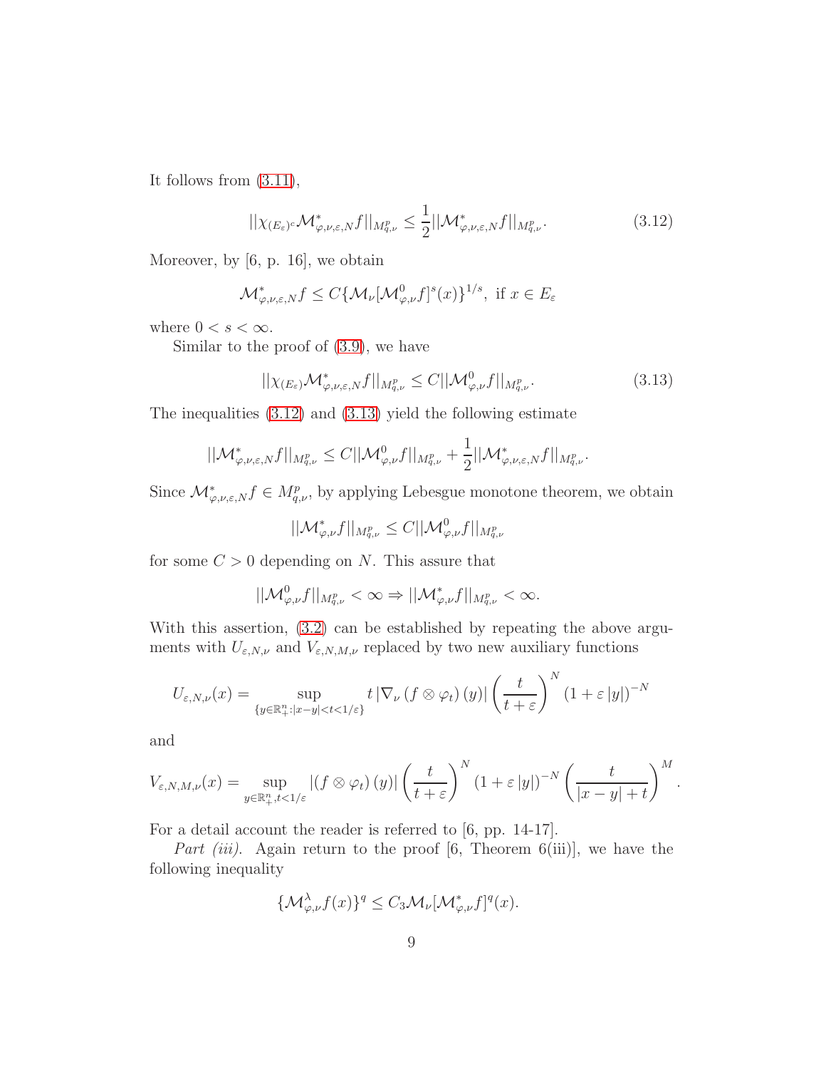It follows from (3.11),

$$||\chi_{(E_\varepsilon)^c}\mathcal{M}^*_{\varphi,\nu,\varepsilon,N}f||_{M^p_{q,\nu}} \leq \frac{1}{2}||\mathcal{M}^*_{\varphi,\nu,\varepsilon,N}f||_{M^p_{q,\nu}}. \tag{3.12}$$

Moreover, by [6, p. 16], we obtain

$$\mathcal{M}^*_{\varphi,\nu,\varepsilon,N}f \leq C\{\mathcal{M}_\nu[\mathcal{M}^0_{\varphi,\nu}f]^s(x)\}^{1/s}, \text{ if } x \in E_\varepsilon$$

where $0 < s < \infty$.

Similar to the proof of (3.9), we have

$$||\chi_{(E_\varepsilon)}\mathcal{M}^*_{\varphi,\nu,\varepsilon,N}f||_{M^p_{q,\nu}} \leq C||\mathcal{M}^0_{\varphi,\nu}f||_{M^p_{q,\nu}}. \tag{3.13}$$

The inequalities (3.12) and (3.13) yield the following estimate

$$||\mathcal{M}^*_{\varphi,\nu,\varepsilon,N}f||_{M^p_{q,\nu}} \leq C||\mathcal{M}^0_{\varphi,\nu}f||_{M^p_{q,\nu}} + \frac{1}{2}||\mathcal{M}^*_{\varphi,\nu,\varepsilon,N}f||_{M^p_{q,\nu}}.$$

Since $\mathcal{M}^*_{\varphi,\nu,\varepsilon,N}f \in M^p_{q,\nu}$, by applying Lebesgue monotone theorem, we obtain

$$||\mathcal{M}^*_{\varphi,\nu}f||_{M^p_{q,\nu}} \leq C||\mathcal{M}^0_{\varphi,\nu}f||_{M^p_{q,\nu}}$$

for some $C > 0$ depending on $N$. This assure that

$$||\mathcal{M}^0_{\varphi,\nu}f||_{M^p_{q,\nu}} < \infty \Rightarrow ||\mathcal{M}^*_{\varphi,\nu}f||_{M^p_{q,\nu}} < \infty.$$

With this assertion, (3.2) can be established by repeating the above arguments with $U_{\varepsilon,N,\nu}$ and $V_{\varepsilon,N,M,\nu}$ replaced by two new auxiliary functions

$$U_{\varepsilon,N,\nu}(x) = \sup_{\{y\in\mathbb{R}^n_+:|x-y|<t<1/\varepsilon\}} t\,|\nabla_\nu\,(f\otimes\varphi_t)\,(y)|\left(\frac{t}{t+\varepsilon}\right)^N(1+\varepsilon\,|y|)^{-N}$$

and

$$V_{\varepsilon,N,M,\nu}(x) = \sup_{y\in\mathbb{R}^n_+,t<1/\varepsilon} |(f\otimes\varphi_t)\,(y)|\left(\frac{t}{t+\varepsilon}\right)^N(1+\varepsilon\,|y|)^{-N}\left(\frac{t}{|x-y|+t}\right)^M.$$

For a detail account the reader is referred to [6, pp. 14-17].

*Part (iii).* Again return to the proof [6, Theorem 6(iii)], we have the following inequality

$$\{\mathcal{M}^\lambda_{\varphi,\nu}f(x)\}^q \leq C_3\mathcal{M}_\nu[\mathcal{M}^*_{\varphi,\nu}f]^q(x).$$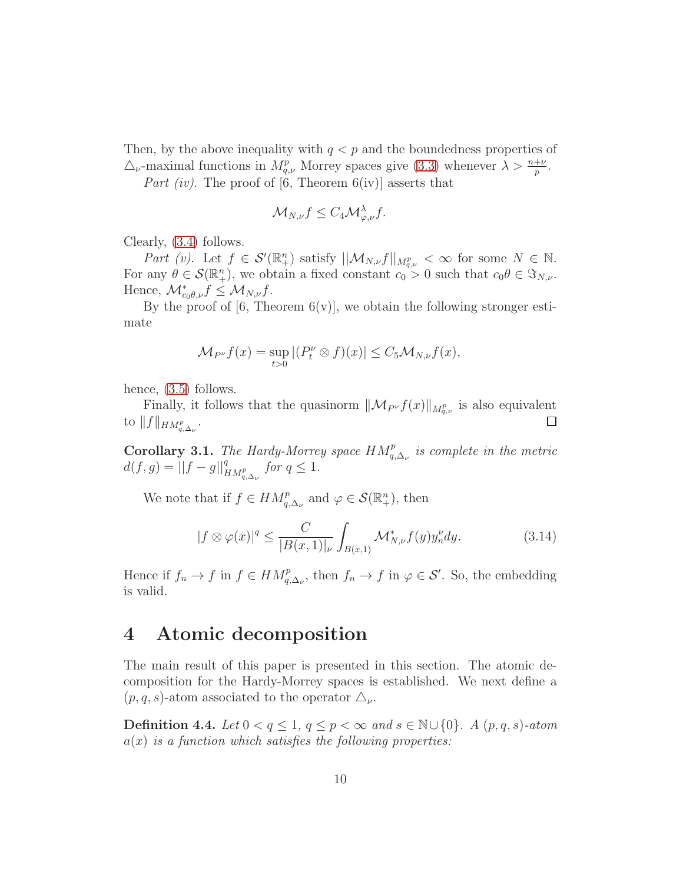Then, by the above inequality with $q < p$ and the boundedness properties of $\triangle_\nu$-maximal functions in $M^p_{q,\nu}$ Morrey spaces give (3.3) whenever $\lambda > \frac{n+\nu}{p}$.

*Part (iv).* The proof of [6, Theorem 6(iv)] asserts that

$$\mathcal{M}_{N,\nu} f \leq C_4 \mathcal{M}^\lambda_{\varphi,\nu} f.$$

Clearly, (3.4) follows.

*Part (v).* Let $f \in \mathcal{S}'(\mathbb{R}^n_+)$ satisfy $||\mathcal{M}_{N,\nu} f||_{M^p_{q,\nu}} < \infty$ for some $N \in \mathbb{N}$. For any $\theta \in \mathcal{S}(\mathbb{R}^n_+)$, we obtain a fixed constant $c_0 > 0$ such that $c_0\theta \in \Im_{N,\nu}$. Hence, $\mathcal{M}^*_{c_0\theta,\nu} f \leq \mathcal{M}_{N,\nu} f$.

By the proof of [6, Theorem 6(v)], we obtain the following stronger estimate

$$\mathcal{M}_{P^\nu} f(x) = \sup_{t>0} |(P^\nu_t \otimes f)(x)| \leq C_5 \mathcal{M}_{N,\nu} f(x),$$

hence, (3.5) follows.

Finally, it follows that the quasinorm $\|\mathcal{M}_{P^\nu} f(x)\|_{M^p_{q,\nu}}$ is also equivalent to $\|f\|_{HM^p_{q,\Delta_\nu}}$. □

**Corollary 3.1.** *The Hardy-Morrey space $HM^p_{q,\Delta_\nu}$ is complete in the metric $d(f,g) = ||f - g||^q_{HM^p_{q,\Delta_\nu}}$ for $q \leq 1$.*

We note that if $f \in HM^p_{q,\Delta_\nu}$ and $\varphi \in \mathcal{S}(\mathbb{R}^n_+)$, then

$$|f \otimes \varphi(x)|^q \leq \frac{C}{|B(x,1)|_\nu} \int_{B(x,1)} \mathcal{M}^*_{N,\nu} f(y) y_n^\nu dy. \tag{3.14}$$

Hence if $f_n \to f$ in $f \in HM^p_{q,\Delta_\nu}$, then $f_n \to f$ in $\varphi \in \mathcal{S}'$. So, the embedding is valid.

# 4 Atomic decomposition

The main result of this paper is presented in this section. The atomic decomposition for the Hardy-Morrey spaces is established. We next define a $(p,q,s)$-atom associated to the operator $\triangle_\nu$.

**Definition 4.4.** *Let $0 < q \leq 1$, $q \leq p < \infty$ and $s \in \mathbb{N} \cup \{0\}$. A $(p,q,s)$-atom $a(x)$ is a function which satisfies the following properties:*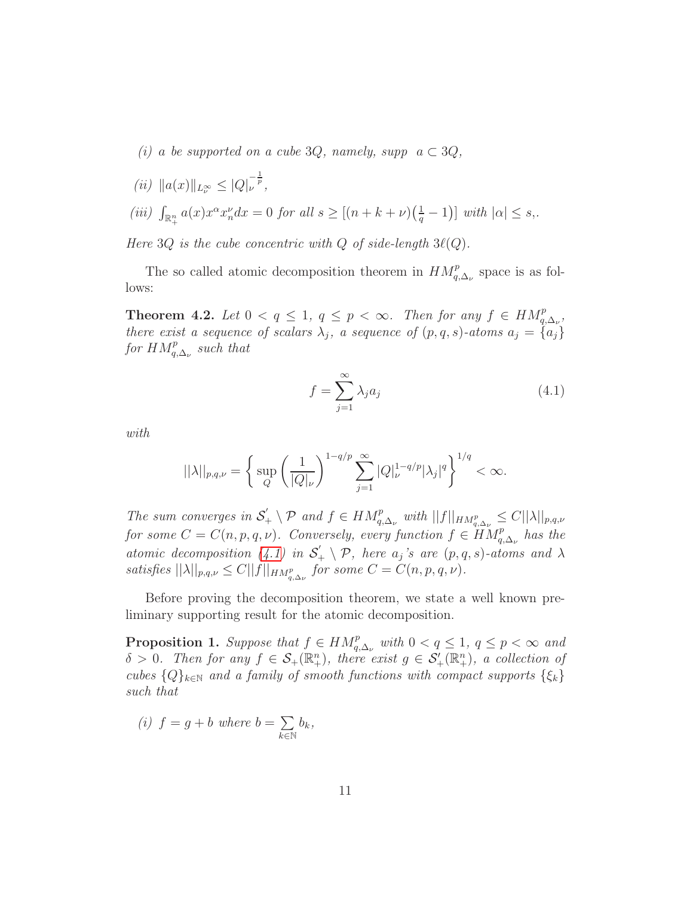(i) $a$ be supported on a cube $3Q$, namely, supp $a \subset 3Q$,

(ii) $\|a(x)\|_{L^\infty_\nu} \leq |Q|_\nu^{-\frac{1}{p}}$,

(iii) $\int_{\mathbb{R}^n_+} a(x) x^\alpha x_n^\nu dx = 0$ for all $s \geq [(n+k+\nu)\big(\frac{1}{q}-1\big)]$ with $|\alpha| \leq s$,.

*Here $3Q$ is the cube concentric with $Q$ of side-length $3\ell(Q)$.*

The so called atomic decomposition theorem in $HM^p_{q,\Delta_\nu}$ space is as follows:

**Theorem 4.2.** *Let $0 < q \leq 1$, $q \leq p < \infty$. Then for any $f \in HM^p_{q,\Delta_\nu}$, there exist a sequence of scalars $\lambda_j$, a sequence of $(p,q,s)$-atoms $a_j = \{a_j\}$ for $HM^p_{q,\Delta_\nu}$ such that*

$$f = \sum_{j=1}^{\infty} \lambda_j a_j \tag{4.1}$$

*with*

$$||\lambda||_{p,q,\nu} = \left\{ \sup_Q \left( \frac{1}{|Q|_\nu} \right)^{1-q/p} \sum_{j=1}^{\infty} |Q|_\nu^{1-q/p} |\lambda_j|^q \right\}^{1/q} < \infty.$$

*The sum converges in $\mathcal{S}'_+ \setminus \mathcal{P}$ and $f \in HM^p_{q,\Delta_\nu}$ with $||f||_{HM^p_{q,\Delta_\nu}} \leq C||\lambda||_{p,q,\nu}$ for some $C = C(n,p,q,\nu)$. Conversely, every function $f \in HM^p_{q,\Delta_\nu}$ has the atomic decomposition (4.1) in $\mathcal{S}'_+ \setminus \mathcal{P}$, here $a_j$'s are $(p,q,s)$-atoms and $\lambda$ satisfies $||\lambda||_{p,q,\nu} \leq C||f||_{HM^p_{q,\Delta_\nu}}$ for some $C = C(n,p,q,\nu)$.*

Before proving the decomposition theorem, we state a well known preliminary supporting result for the atomic decomposition.

**Proposition 1.** *Suppose that $f \in HM^p_{q,\Delta_\nu}$ with $0 < q \leq 1$, $q \leq p < \infty$ and $\delta > 0$. Then for any $f \in \mathcal{S}_+(\mathbb{R}^n_+)$, there exist $g \in \mathcal{S}'_+(\mathbb{R}^n_+)$, a collection of cubes $\{Q\}_{k\in\mathbb{N}}$ and a family of smooth functions with compact supports $\{\xi_k\}$ such that*

(i) $f = g + b$ where $b = \sum_{k\in\mathbb{N}} b_k$,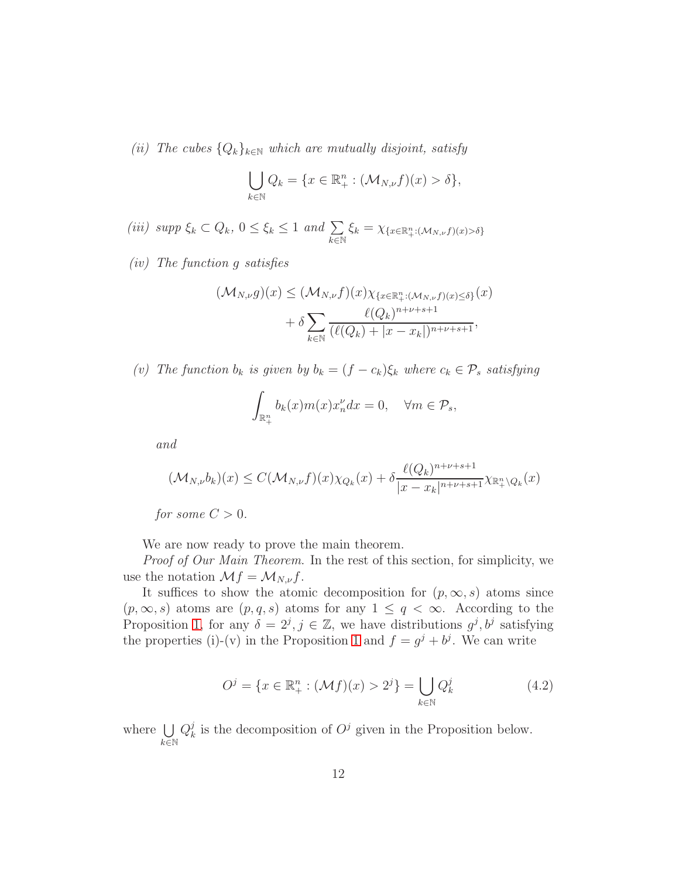*(ii) The cubes $\{Q_k\}_{k\in\mathbb{N}}$ which are mutually disjoint, satisfy*

$$\bigcup_{k\in\mathbb{N}} Q_k = \{x \in \mathbb{R}^n_+ : (\mathcal{M}_{N,\nu} f)(x) > \delta\},$$

*(iii) supp $\xi_k \subset Q_k$, $0 \le \xi_k \le 1$ and $\sum_{k\in\mathbb{N}} \xi_k = \chi_{\{x\in\mathbb{R}^n_+ : (\mathcal{M}_{N,\nu} f)(x) > \delta\}}$*

*(iv) The function $g$ satisfies*

$$(\mathcal{M}_{N,\nu} g)(x) \le (\mathcal{M}_{N,\nu} f)(x)\chi_{\{x\in\mathbb{R}^n_+ : (\mathcal{M}_{N,\nu} f)(x) \le \delta\}}(x) + \delta \sum_{k\in\mathbb{N}} \frac{\ell(Q_k)^{n+\nu+s+1}}{(\ell(Q_k) + |x - x_k|)^{n+\nu+s+1}},$$

*(v) The function $b_k$ is given by $b_k = (f - c_k)\xi_k$ where $c_k \in \mathcal{P}_s$ satisfying*

$$\int_{\mathbb{R}^n_+} b_k(x) m(x) x_n^\nu dx = 0, \quad \forall m \in \mathcal{P}_s,$$

*and*

$$(\mathcal{M}_{N,\nu} b_k)(x) \le C(\mathcal{M}_{N,\nu} f)(x)\chi_{Q_k}(x) + \delta \frac{\ell(Q_k)^{n+\nu+s+1}}{|x - x_k|^{n+\nu+s+1}} \chi_{\mathbb{R}^n_+ \setminus Q_k}(x)$$

*for some $C > 0$.*

We are now ready to prove the main theorem.

*Proof of Our Main Theorem.* In the rest of this section, for simplicity, we use the notation $\mathcal{M}f = \mathcal{M}_{N,\nu} f$.

It suffices to show the atomic decomposition for $(p, \infty, s)$ atoms since $(p, \infty, s)$ atoms are $(p, q, s)$ atoms for any $1 \le q < \infty$. According to the Proposition 1, for any $\delta = 2^j$, $j \in \mathbb{Z}$, we have distributions $g^j, b^j$ satisfying the properties (i)-(v) in the Proposition 1 and $f = g^j + b^j$. We can write

$$O^j = \{x \in \mathbb{R}^n_+ : (\mathcal{M}f)(x) > 2^j\} = \bigcup_{k\in\mathbb{N}} Q^j_k \tag{4.2}$$

where $\bigcup_{k\in\mathbb{N}} Q^j_k$ is the decomposition of $O^j$ given in the Proposition below.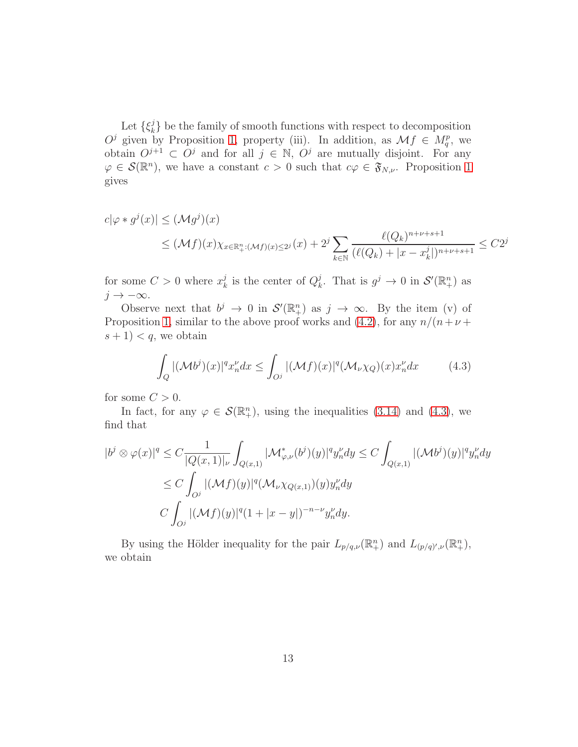Let $\{\xi_k^j\}$ be the family of smooth functions with respect to decomposition $O^j$ given by Proposition 1, property (iii). In addition, as $\mathcal{M}f \in M_q^p$, we obtain $O^{j+1} \subset O^j$ and for all $j \in \mathbb{N}$, $O^j$ are mutually disjoint. For any $\varphi \in \mathcal{S}(\mathbb{R}^n)$, we have a constant $c > 0$ such that $c\varphi \in \mathfrak{F}_{N,\nu}$. Proposition 1 gives

$$
\begin{aligned}
c|\varphi * g^j(x)| &\leq (\mathcal{M}g^j)(x) \\
&\leq (\mathcal{M}f)(x)\chi_{x\in\mathbb{R}^n_+:(\mathcal{M}f)(x)\leq 2^j}(x) + 2^j \sum_{k\in\mathbb{N}} \frac{\ell(Q_k)^{n+\nu+s+1}}{(\ell(Q_k)+|x-x_k^j|)^{n+\nu+s+1}} \leq C2^j
\end{aligned}
$$

for some $C > 0$ where $x_k^j$ is the center of $Q_k^j$. That is $g^j \to 0$ in $\mathcal{S}'(\mathbb{R}^n_+)$ as $j \to -\infty$.

Observe next that $b^j \to 0$ in $\mathcal{S}'(\mathbb{R}^n_+)$ as $j \to \infty$. By the item (v) of Proposition 1, similar to the above proof works and (4.2), for any $n/(n+\nu+s+1) < q$, we obtain

$$
\int_Q |(\mathcal{M}b^j)(x)|^q x_n^\nu dx \leq \int_{O^j} |(\mathcal{M}f)(x)|^q (\mathcal{M}_\nu \chi_Q)(x) x_n^\nu dx \tag{4.3}
$$

for some $C > 0$.

In fact, for any $\varphi \in \mathcal{S}(\mathbb{R}^n_+)$, using the inequalities (3.14) and (4.3), we find that

$$
\begin{aligned}
|b^j \otimes \varphi(x)|^q &\leq C\frac{1}{|Q(x,1)|_\nu} \int_{Q(x,1)} |\mathcal{M}^*_{\varphi,\nu}(b^j)(y)|^q y_n^\nu dy \leq C\int_{Q(x,1)} |(\mathcal{M}b^j)(y)|^q y_n^\nu dy \\
&\leq C\int_{O^j} |(\mathcal{M}f)(y)|^q (\mathcal{M}_\nu \chi_{Q(x,1)})(y) y_n^\nu dy \\
&C\int_{O^j} |(\mathcal{M}f)(y)|^q (1+|x-y|)^{-n-\nu} y_n^\nu dy.
\end{aligned}
$$

By using the Hölder inequality for the pair $L_{p/q,\nu}(\mathbb{R}^n_+)$ and $L_{(p/q)',\nu}(\mathbb{R}^n_+)$, we obtain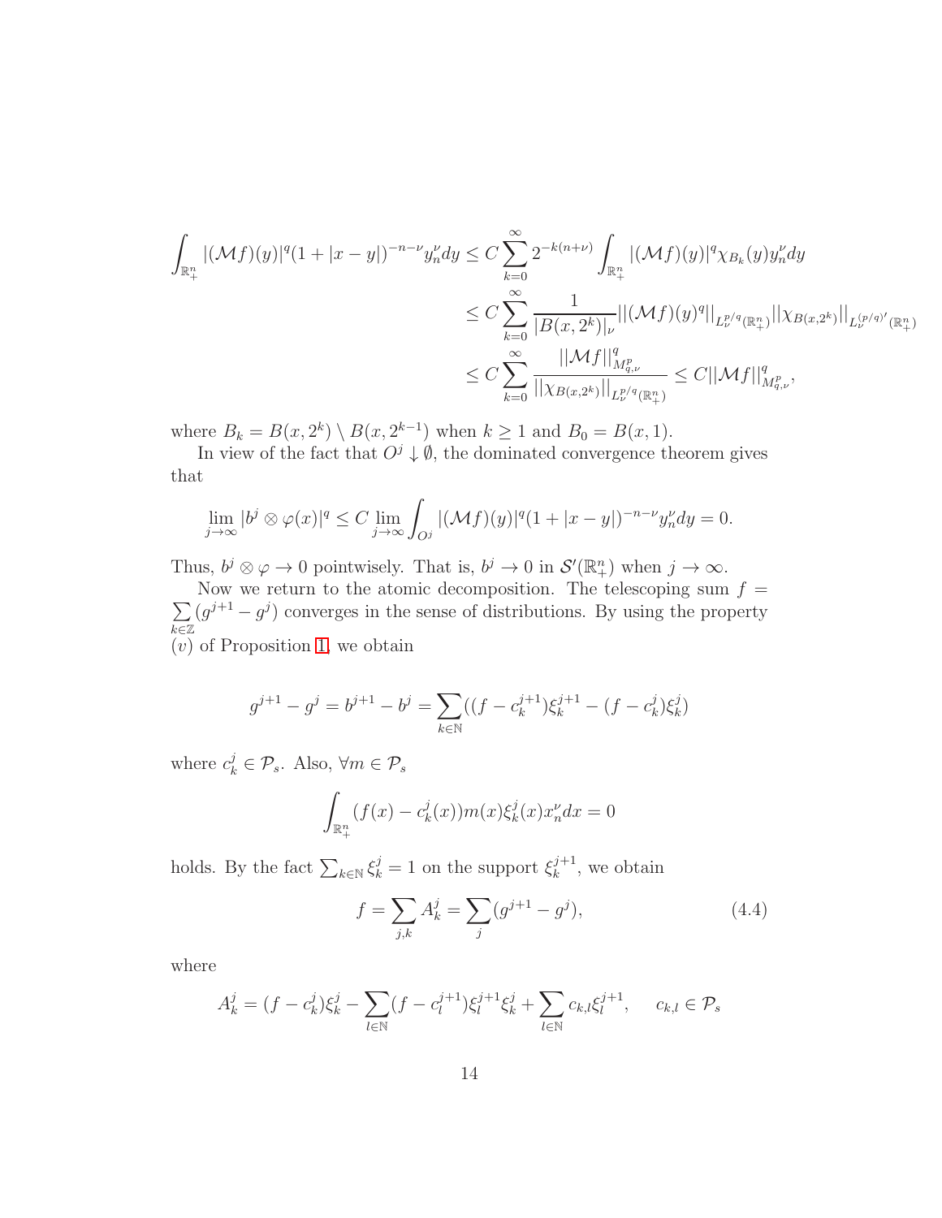$$
\begin{aligned}
\int_{\mathbb{R}^n_+} |(\mathcal{M}f)(y)|^q (1+|x-y|)^{-n-\nu} y_n^\nu dy &\leq C \sum_{k=0}^{\infty} 2^{-k(n+\nu)} \int_{\mathbb{R}^n_+} |(\mathcal{M}f)(y)|^q \chi_{B_k}(y) y_n^\nu dy \\
&\leq C \sum_{k=0}^{\infty} \frac{1}{|B(x,2^k)|_\nu} ||(\mathcal{M}f)(y)^q||_{L^{p/q}_\nu(\mathbb{R}^n_+)} ||\chi_{B(x,2^k)}||_{L^{(p/q)'}_\nu(\mathbb{R}^n_+)} \\
&\leq C \sum_{k=0}^{\infty} \frac{||\mathcal{M}f||^q_{M^p_{q,\nu}}}{||\chi_{B(x,2^k)}||_{L^{p/q}_\nu(\mathbb{R}^n_+)}} \leq C ||\mathcal{M}f||^q_{M^p_{q,\nu}},
\end{aligned}
$$

where $B_k = B(x, 2^k) \setminus B(x, 2^{k-1})$ when $k \geq 1$ and $B_0 = B(x, 1)$.

In view of the fact that $O^j \downarrow \emptyset$, the dominated convergence theorem gives that

$$
\lim_{j\to\infty} |b^j \otimes \varphi(x)|^q \leq C \lim_{j\to\infty} \int_{O^j} |(\mathcal{M}f)(y)|^q (1+|x-y|)^{-n-\nu} y_n^\nu dy = 0.
$$

Thus, $b^j \otimes \varphi \to 0$ pointwisely. That is, $b^j \to 0$ in $\mathcal{S}'(\mathbb{R}^n_+)$ when $j \to \infty$.

Now we return to the atomic decomposition. The telescoping sum $f = \sum_{k\in\mathbb{Z}} (g^{j+1} - g^j)$ converges in the sense of distributions. By using the property $(v)$ of Proposition 1, we obtain

$$
g^{j+1} - g^j = b^{j+1} - b^j = \sum_{k\in\mathbb{N}} ((f - c_k^{j+1})\xi_k^{j+1} - (f - c_k^j)\xi_k^j)
$$

where $c_k^j \in \mathcal{P}_s$. Also, $\forall m \in \mathcal{P}_s$

$$
\int_{\mathbb{R}^n_+} (f(x) - c_k^j(x)) m(x) \xi_k^j(x) x_n^\nu dx = 0
$$

holds. By the fact $\sum_{k\in\mathbb{N}} \xi_k^j = 1$ on the support $\xi_k^{j+1}$, we obtain

$$
f = \sum_{j,k} A_k^j = \sum_j (g^{j+1} - g^j), \tag{4.4}
$$

where

$$
A_k^j = (f - c_k^j)\xi_k^j - \sum_{l\in\mathbb{N}} (f - c_l^{j+1})\xi_l^{j+1}\xi_k^j + \sum_{l\in\mathbb{N}} c_{k,l}\xi_l^{j+1}, \quad c_{k,l} \in \mathcal{P}_s
$$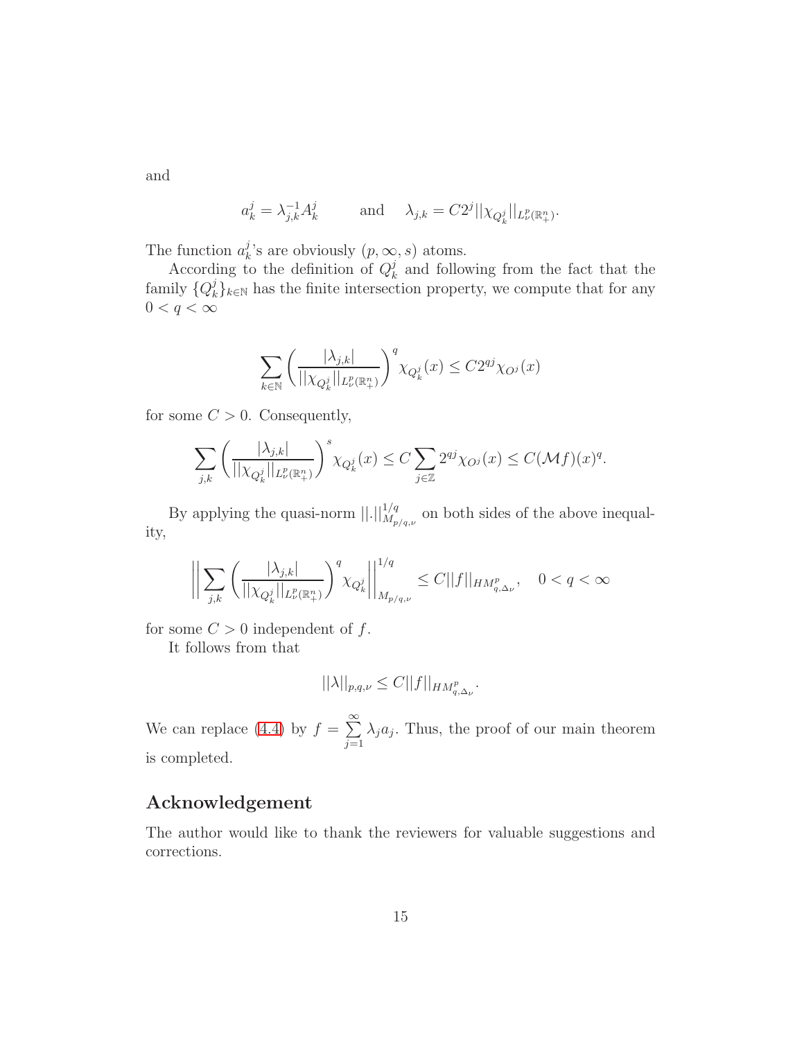and

$$a_k^j = \lambda_{j,k}^{-1} A_k^j \qquad \text{and} \qquad \lambda_{j,k} = C2^j ||\chi_{Q_k^j}||_{L^p_\nu(\mathbb{R}^n_+)}.$$

The function $a_k^j$'s are obviously $(p, \infty, s)$ atoms.

According to the definition of $Q_k^j$ and following from the fact that the family $\{Q_k^j\}_{k\in\mathbb{N}}$ has the finite intersection property, we compute that for any $0 < q < \infty$

$$\sum_{k\in\mathbb{N}} \left( \frac{|\lambda_{j,k}|}{||\chi_{Q_k^j}||_{L^p_\nu(\mathbb{R}^n_+)}} \right)^q \chi_{Q_k^j}(x) \leq C2^{qj} \chi_{O^j}(x)$$

for some $C > 0$. Consequently,

$$\sum_{j,k} \left( \frac{|\lambda_{j,k}|}{||\chi_{Q_k^j}||_{L^p_\nu(\mathbb{R}^n_+)}} \right)^s \chi_{Q_k^j}(x) \leq C \sum_{j\in\mathbb{Z}} 2^{qj} \chi_{O^j}(x) \leq C(\mathcal{M}f)(x)^q.$$

By applying the quasi-norm $||.||^{1/q}_{M_{p/q,\nu}}$ on both sides of the above inequality,

$$\left|\left| \sum_{j,k} \left( \frac{|\lambda_{j,k}|}{||\chi_{Q_k^j}||_{L^p_\nu(\mathbb{R}^n_+)}} \right)^q \chi_{Q_k^j} \right|\right|^{1/q}_{M_{p/q,\nu}} \leq C||f||_{HM^p_{q,\Delta_\nu}}, \quad 0 < q < \infty$$

for some $C > 0$ independent of $f$.

It follows from that

$$||\lambda||_{p,q,\nu} \leq C||f||_{HM^p_{q,\Delta_\nu}}.$$

We can replace (4.4) by $f = \sum\limits_{j=1}^{\infty} \lambda_j a_j$. Thus, the proof of our main theorem is completed.

## Acknowledgement

The author would like to thank the reviewers for valuable suggestions and corrections.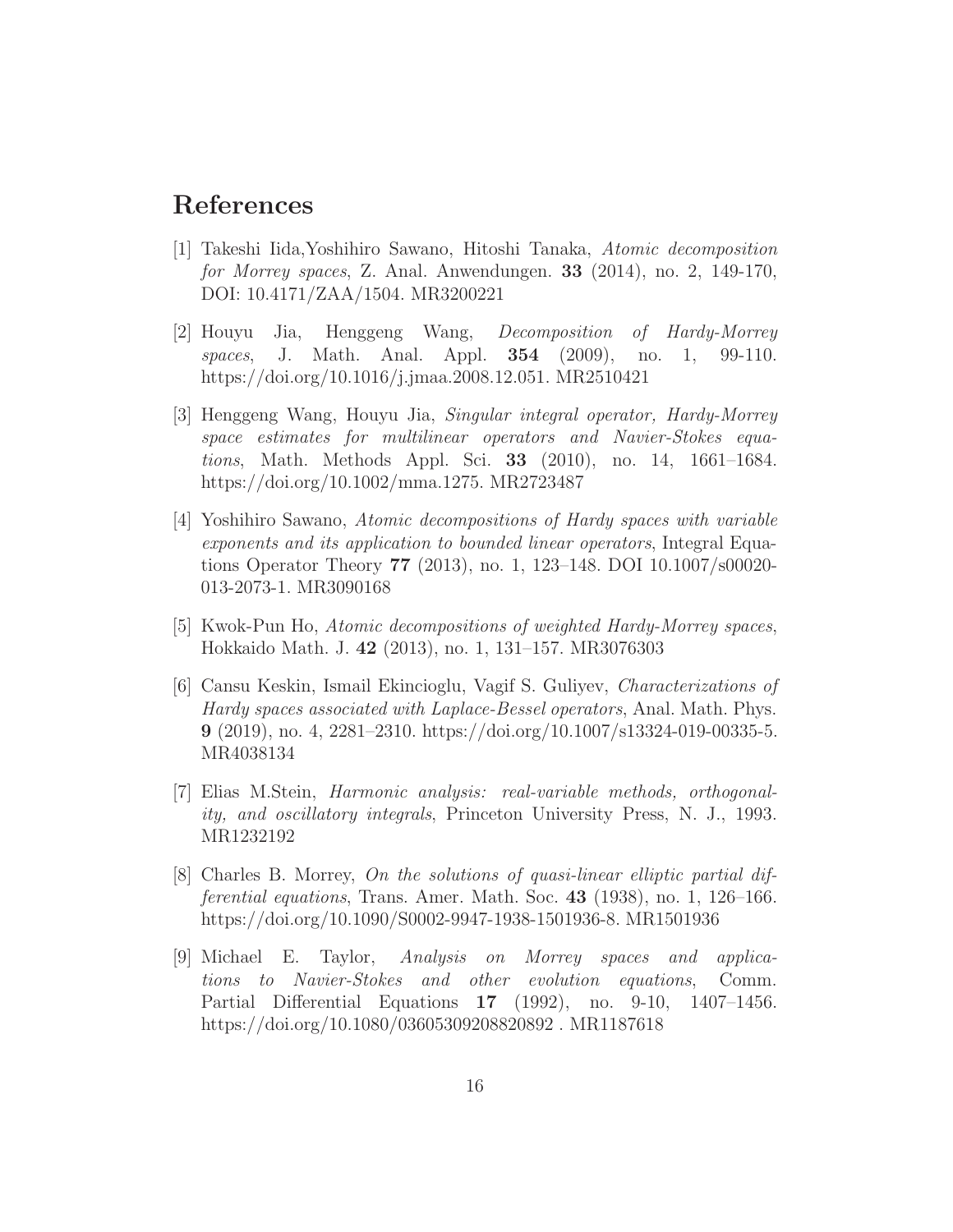# References

[1] Takeshi Iida,Yoshihiro Sawano, Hitoshi Tanaka, *Atomic decomposition for Morrey spaces*, Z. Anal. Anwendungen. **33** (2014), no. 2, 149-170, DOI: 10.4171/ZAA/1504. MR3200221

[2] Houyu Jia, Henggeng Wang, *Decomposition of Hardy-Morrey spaces*, J. Math. Anal. Appl. **354** (2009), no. 1, 99-110. https://doi.org/10.1016/j.jmaa.2008.12.051. MR2510421

[3] Henggeng Wang, Houyu Jia, *Singular integral operator, Hardy-Morrey space estimates for multilinear operators and Navier-Stokes equations*, Math. Methods Appl. Sci. **33** (2010), no. 14, 1661–1684. https://doi.org/10.1002/mma.1275. MR2723487

[4] Yoshihiro Sawano, *Atomic decompositions of Hardy spaces with variable exponents and its application to bounded linear operators*, Integral Equations Operator Theory **77** (2013), no. 1, 123–148. DOI 10.1007/s00020-013-2073-1. MR3090168

[5] Kwok-Pun Ho, *Atomic decompositions of weighted Hardy-Morrey spaces*, Hokkaido Math. J. **42** (2013), no. 1, 131–157. MR3076303

[6] Cansu Keskin, Ismail Ekincioglu, Vagif S. Guliyev, *Characterizations of Hardy spaces associated with Laplace-Bessel operators*, Anal. Math. Phys. **9** (2019), no. 4, 2281–2310. https://doi.org/10.1007/s13324-019-00335-5. MR4038134

[7] Elias M.Stein, *Harmonic analysis: real-variable methods, orthogonality, and oscillatory integrals*, Princeton University Press, N. J., 1993. MR1232192

[8] Charles B. Morrey, *On the solutions of quasi-linear elliptic partial differential equations*, Trans. Amer. Math. Soc. **43** (1938), no. 1, 126–166. https://doi.org/10.1090/S0002-9947-1938-1501936-8. MR1501936

[9] Michael E. Taylor, *Analysis on Morrey spaces and applications to Navier-Stokes and other evolution equations*, Comm. Partial Differential Equations **17** (1992), no. 9-10, 1407–1456. https://doi.org/10.1080/03605309208820892 . MR1187618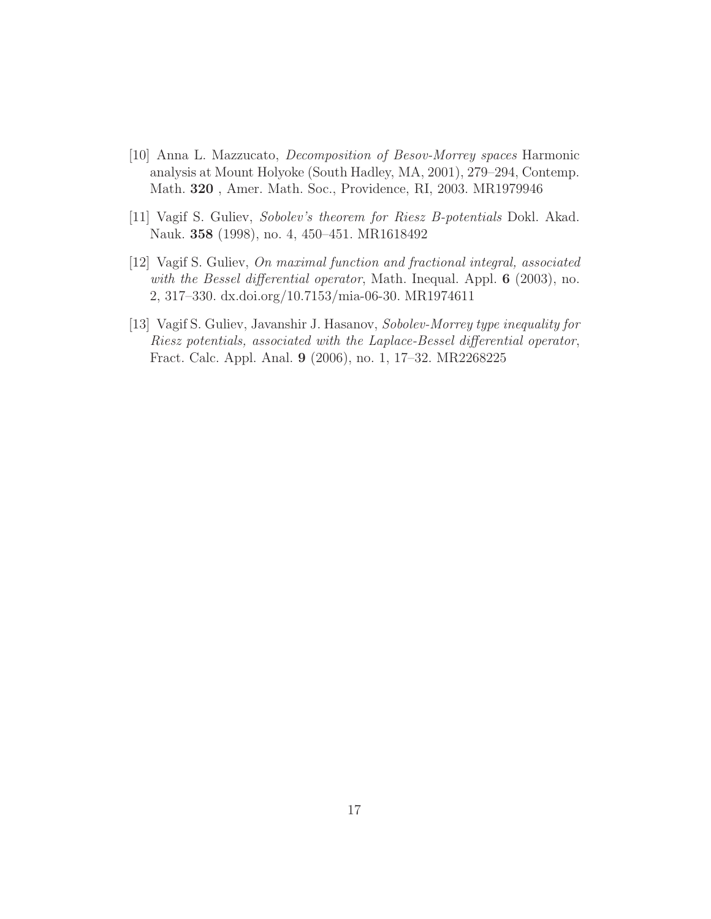[10] Anna L. Mazzucato, *Decomposition of Besov-Morrey spaces* Harmonic analysis at Mount Holyoke (South Hadley, MA, 2001), 279–294, Contemp. Math. **320** , Amer. Math. Soc., Providence, RI, 2003. MR1979946

[11] Vagif S. Guliev, *Sobolev's theorem for Riesz B-potentials* Dokl. Akad. Nauk. **358** (1998), no. 4, 450–451. MR1618492

[12] Vagif S. Guliev, *On maximal function and fractional integral, associated with the Bessel differential operator*, Math. Inequal. Appl. **6** (2003), no. 2, 317–330. dx.doi.org/10.7153/mia-06-30. MR1974611

[13] Vagif S. Guliev, Javanshir J. Hasanov, *Sobolev-Morrey type inequality for Riesz potentials, associated with the Laplace-Bessel differential operator*, Fract. Calc. Appl. Anal. **9** (2006), no. 1, 17–32. MR2268225